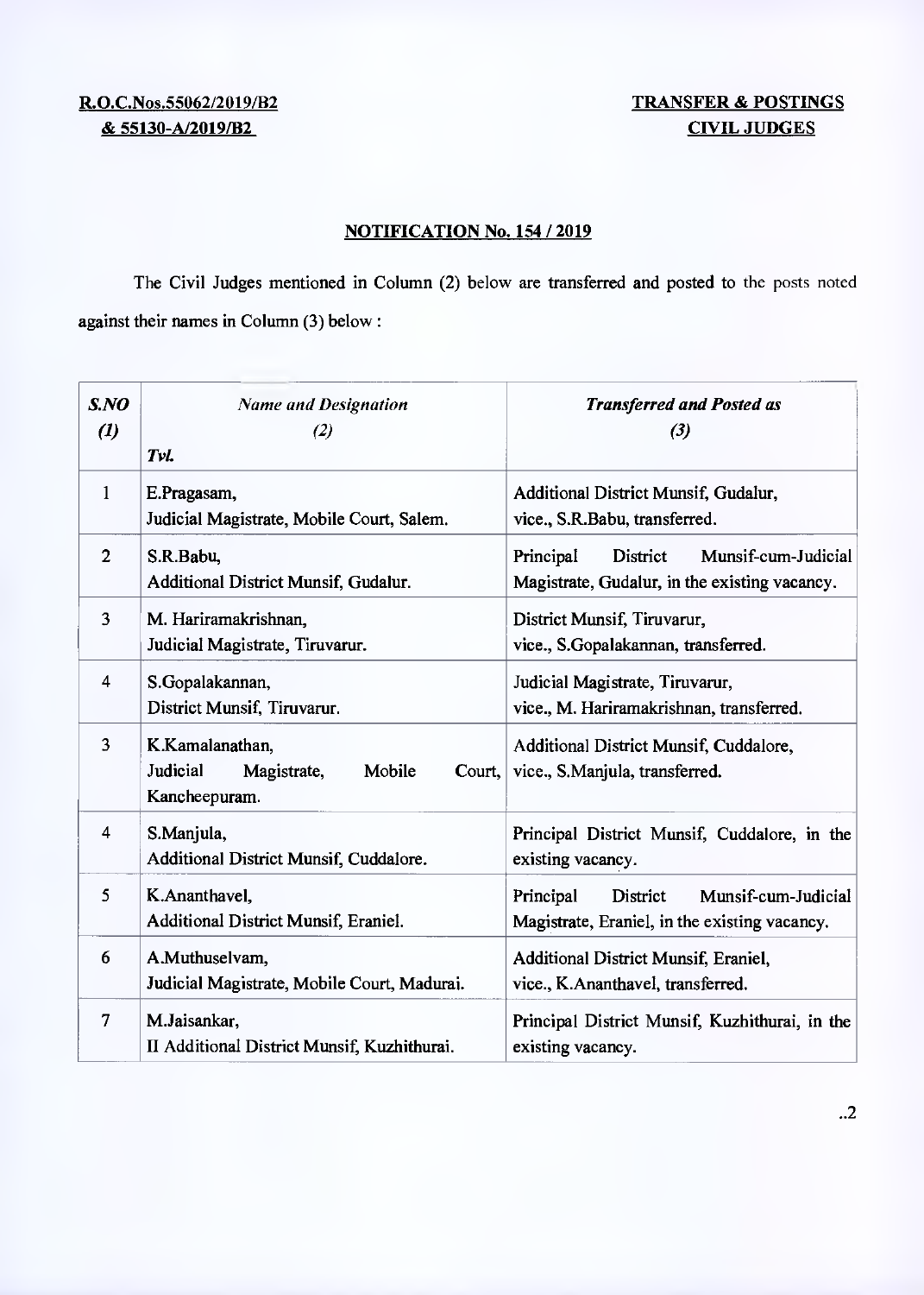**R.O.C.Nos.55062/2019/B2**
**& 55130-A/2019/B2**

**TRANSFER & POSTINGS**
**CIVIL JUDGES**

## NOTIFICATION No. 154 / 2019

The Civil Judges mentioned in Column (2) below are transferred and posted to the posts noted against their names in Column (3) below :

| *S.NO (1)* | *Name and Designation (2)* *Tvl.* | *Transferred and Posted as (3)* |
|---|---|---|
| 1 | E.Pragasam, Judicial Magistrate, Mobile Court, Salem. | Additional District Munsif, Gudalur, vice., S.R.Babu, transferred. |
| 2 | S.R.Babu, Additional District Munsif, Gudalur. | Principal District Munsif-cum-Judicial Magistrate, Gudalur, in the existing vacancy. |
| 3 | M. Hariramakrishnan, Judicial Magistrate, Tiruvarur. | District Munsif, Tiruvarur, vice., S.Gopalakannan, transferred. |
| 4 | S.Gopalakannan, District Munsif, Tiruvarur. | Judicial Magistrate, Tiruvarur, vice., M. Hariramakrishnan, transferred. |
| 3 | K.Kamalanathan, Judicial Magistrate, Mobile Court, Kancheepuram. | Additional District Munsif, Cuddalore, vice., S.Manjula, transferred. |
| 4 | S.Manjula, Additional District Munsif, Cuddalore. | Principal District Munsif, Cuddalore, in the existing vacancy. |
| 5 | K.Ananthavel, Additional District Munsif, Eraniel. | Principal District Munsif-cum-Judicial Magistrate, Eraniel, in the existing vacancy. |
| 6 | A.Muthuselvam, Judicial Magistrate, Mobile Court, Madurai. | Additional District Munsif, Eraniel, vice., K.Ananthavel, transferred. |
| 7 | M.Jaisankar, II Additional District Munsif, Kuzhithurai. | Principal District Munsif, Kuzhithurai, in the existing vacancy. |

..2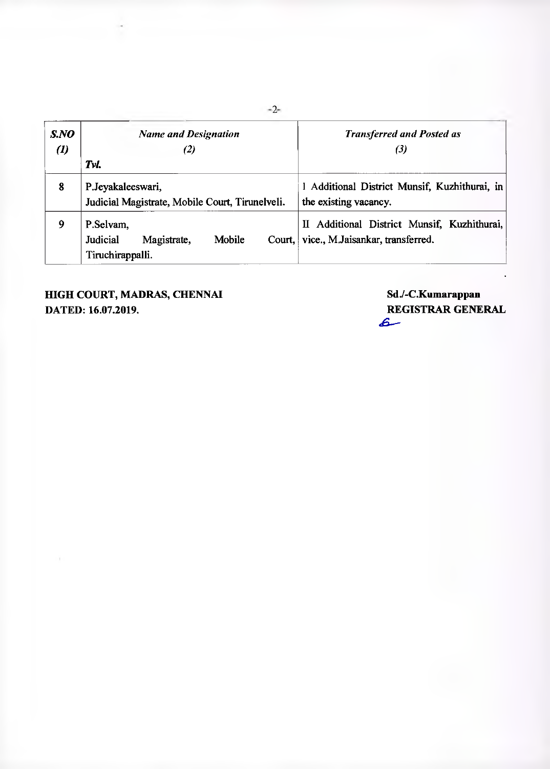| S.NO (1) | Name and Designation (2) Tvl. | Transferred and Posted as (3) |
|---|---|---|
| 8 | P.Jeyakaleeswari, Judicial Magistrate, Mobile Court, Tirunelveli. | I Additional District Munsif, Kuzhithurai, in the existing vacancy. |
| 9 | P.Selvam, Judicial Magistrate, Mobile Court, Tiruchirappalli. | II Additional District Munsif, Kuzhithurai, vice., M.Jaisankar, transferred. |

**HIGH COURT, MADRAS, CHENNAI**
**DATED: 16.07.2019.**

**Sd./-C.Kumarappan**
**REGISTRAR GENERAL**